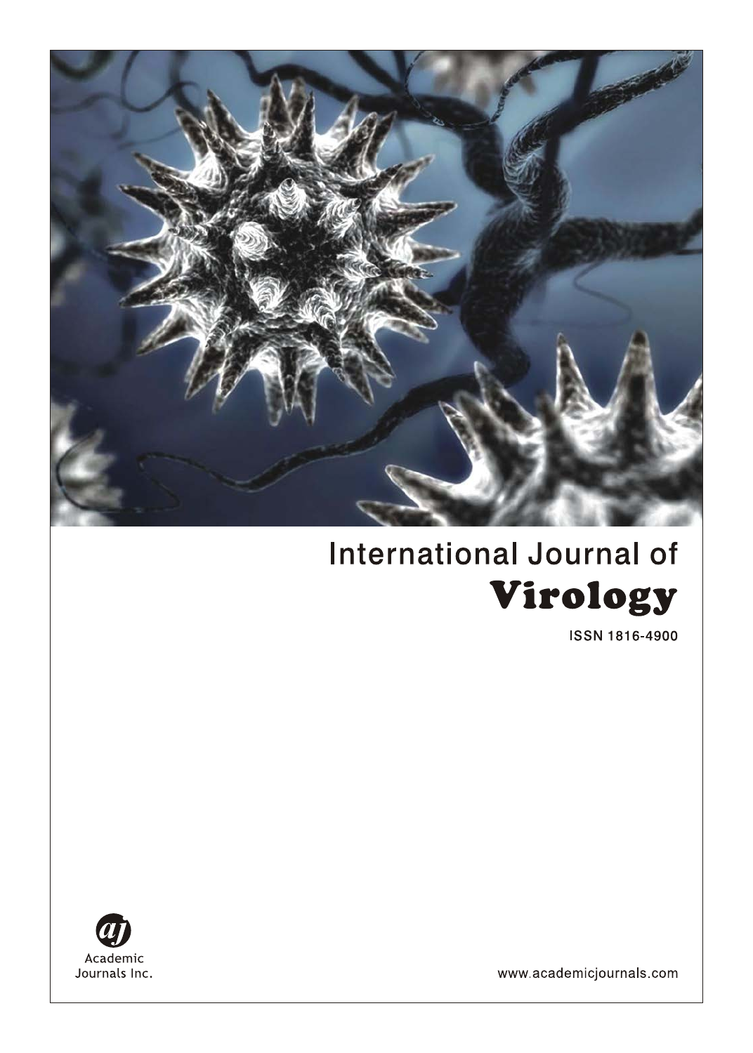International Journal of

# Virology

ISSN 1816-4900

Academic Journals Inc.

www.academicjournals.com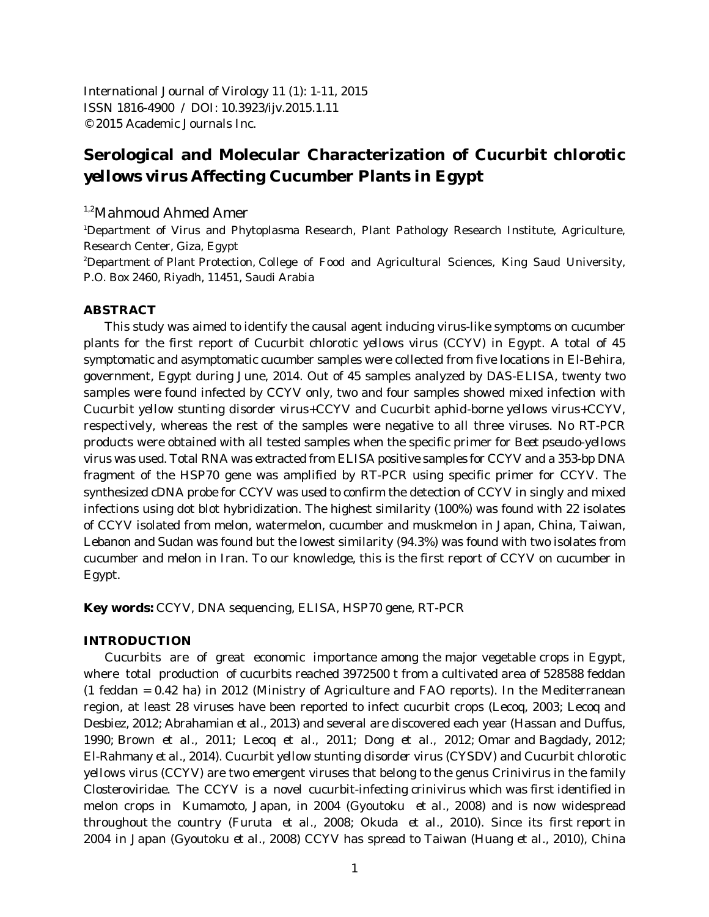International Journal of Virology 11 (1): 1-11, 2015
ISSN 1816-4900 / DOI: 10.3923/ijv.2015.1.11
© 2015 Academic Journals Inc.

# Serological and Molecular Characterization of Cucurbit chlorotic yellows virus Affecting Cucumber Plants in Egypt

[1,2]Mahmoud Ahmed Amer

[1]Department of Virus and Phytoplasma Research, Plant Pathology Research Institute, Agriculture, Research Center, Giza, Egypt

[2]Department of Plant Protection, College of Food and Agricultural Sciences, King Saud University, P.O. Box 2460, Riyadh, 11451, Saudi Arabia

## ABSTRACT

This study was aimed to identify the causal agent inducing virus-like symptoms on cucumber plants for the first report of Cucurbit chlorotic yellows virus (CCYV) in Egypt. A total of 45 symptomatic and asymptomatic cucumber samples were collected from five locations in El-Behira, government, Egypt during June, 2014. Out of 45 samples analyzed by DAS-ELISA, twenty two samples were found infected by CCYV only, two and four samples showed mixed infection with *Cucurbit yellow stunting disorder virus*+CCYV and *Cucurbit aphid-borne yellows virus*+CCYV, respectively, whereas the rest of the samples were negative to all three viruses. No RT-PCR products were obtained with all tested samples when the specific primer for *Beet pseudo-yellows virus* was used. Total RNA was extracted from ELISA positive samples for CCYV and a 353-bp DNA fragment of the HSP70 gene was amplified by RT-PCR using specific primer for CCYV. The synthesized cDNA probe for CCYV was used to confirm the detection of CCYV in singly and mixed infections using dot blot hybridization. The highest similarity (100%) was found with 22 isolates of CCYV isolated from melon, watermelon, cucumber and muskmelon in Japan, China, Taiwan, Lebanon and Sudan was found but the lowest similarity (94.3%) was found with two isolates from cucumber and melon in Iran. To our knowledge, this is the first report of CCYV on cucumber in Egypt.

**Key words:** CCYV, DNA sequencing, ELISA, HSP70 gene, RT-PCR

## INTRODUCTION

Cucurbits are of great economic importance among the major vegetable crops in Egypt, where total production of cucurbits reached 3972500 t from a cultivated area of 528588 feddan (1 feddan = 0.42 ha) in 2012 (Ministry of Agriculture and FAO reports). In the Mediterranean region, at least 28 viruses have been reported to infect cucurbit crops (Lecoq, 2003; Lecoq and Desbiez, 2012; Abrahamian *et al*., 2013) and several are discovered each year (Hassan and Duffus, 1990; Brown *et al*., 2011; Lecoq *et al*., 2011; Dong *et al*., 2012; Omar and Bagdady, 2012; El-Rahmany *et al*., 2014). *Cucurbit yellow stunting disorder virus* (CYSDV) and *Cucurbit chlorotic yellows virus* (CCYV) are two emergent viruses that belong to the genus Crinivirus in the family Closteroviridae. The CCYV is a novel cucurbit-infecting crinivirus which was first identified in melon crops in Kumamoto, Japan, in 2004 (Gyoutoku *et al*., 2008) and is now widespread throughout the country (Furuta *et al*., 2008; Okuda *et al*., 2010). Since its first report in 2004 in Japan (Gyoutoku *et al*., 2008) CCYV has spread to Taiwan (Huang *et al*., 2010), China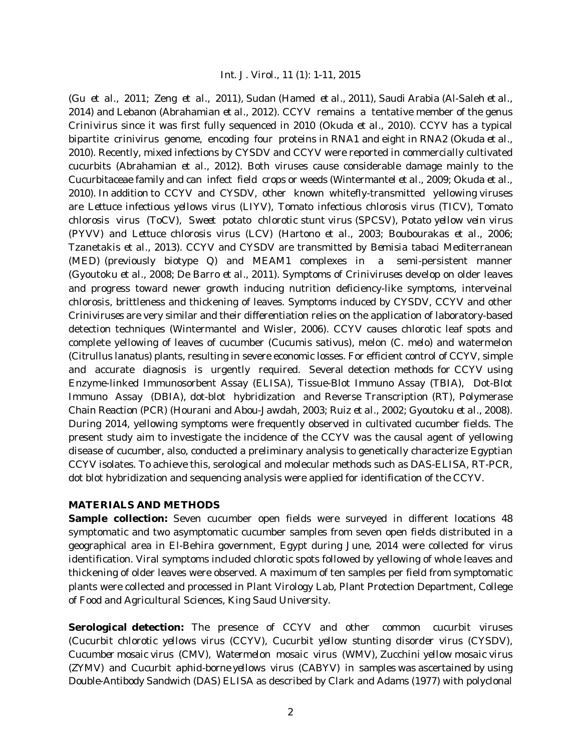(Gu *et al*., 2011; Zeng *et al*., 2011), Sudan (Hamed *et al*., 2011), Saudi Arabia (Al-Saleh *et al*., 2014) and Lebanon (Abrahamian *et al*., 2012). CCYV remains a tentative member of the genus *Crinivirus* since it was first fully sequenced in 2010 (Okuda *et al*., 2010). CCYV has a typical bipartite crinivirus genome, encoding four proteins in RNA1 and eight in RNA2 (Okuda *et al*., 2010). Recently, mixed infections by CYSDV and CCYV were reported in commercially cultivated cucurbits (Abrahamian *et al*., 2012). Both viruses cause considerable damage mainly to the Cucurbitaceae family and can infect field crops or weeds (Wintermantel *et al*., 2009; Okuda *et al*., 2010). In addition to CCYV and CYSDV, other known whitefly-transmitted yellowing viruses are *Lettuce infectious yellows virus* (LIYV), *Tomato infectious chlorosis virus* (TICV), *Tomato chlorosis virus* (ToCV), *Sweet potato chlorotic stunt virus* (SPCSV), *Potato yellow vein virus* (PYVV) and *Lettuce chlorosis virus* (LCV) (Hartono *et al*., 2003; Boubourakas *et al*., 2006; Tzanetakis *et al*., 2013). CCYV and CYSDV are transmitted by *Bemisia tabaci* Mediterranean (MED) (previously biotype Q) and MEAM1 complexes in a semi-persistent manner (Gyoutoku *et al*., 2008; De Barro *et al*., 2011). Symptoms of Criniviruses develop on older leaves and progress toward newer growth inducing nutrition deficiency-like symptoms, interveinal chlorosis, brittleness and thickening of leaves. Symptoms induced by CYSDV, CCYV and other Criniviruses are very similar and their differentiation relies on the application of laboratory-based detection techniques (Wintermantel and Wisler, 2006). CCYV causes chlorotic leaf spots and complete yellowing of leaves of cucumber (*Cucumis sativus*), melon (*C. melo*) and watermelon (*Citrullus lanatus*) plants, resulting in severe economic losses. For efficient control of CCYV, simple and accurate diagnosis is urgently required. Several detection methods for CCYV using Enzyme-linked Immunosorbent Assay (ELISA), Tissue-Blot Immuno Assay (TBIA), Dot-Blot Immuno Assay (DBIA), dot-blot hybridization and Reverse Transcription (RT), Polymerase Chain Reaction (PCR) (Hourani and Abou-Jawdah, 2003; Ruiz *et al*., 2002; Gyoutoku *et al*., 2008). During 2014, yellowing symptoms were frequently observed in cultivated cucumber fields. The present study aim to investigate the incidence of the CCYV was the causal agent of yellowing disease of cucumber, also, conducted a preliminary analysis to genetically characterize Egyptian CCYV isolates. To achieve this, serological and molecular methods such as DAS-ELISA, RT-PCR, dot blot hybridization and sequencing analysis were applied for identification of the CCYV.

## MATERIALS AND METHODS

**Sample collection:** Seven cucumber open fields were surveyed in different locations 48 symptomatic and two asymptomatic cucumber samples from seven open fields distributed in a geographical area in El-Behira government, Egypt during June, 2014 were collected for virus identification. Viral symptoms included chlorotic spots followed by yellowing of whole leaves and thickening of older leaves were observed. A maximum of ten samples per field from symptomatic plants were collected and processed in Plant Virology Lab, Plant Protection Department, College of Food and Agricultural Sciences, King Saud University.

**Serological detection:** The presence of CCYV and other common cucurbit viruses (*Cucurbit chlorotic yellows virus* (CCYV), *Cucurbit yellow stunting disorder virus* (CYSDV), *Cucumber mosaic virus* (CMV), *Watermelon mosaic virus* (WMV), *Zucchini yellow mosaic virus* (ZYMV) and *Cucurbit aphid-borne yellows virus* (CABYV) in samples was ascertained by using Double-Antibody Sandwich (DAS) ELISA as described by Clark and Adams (1977) with polyclonal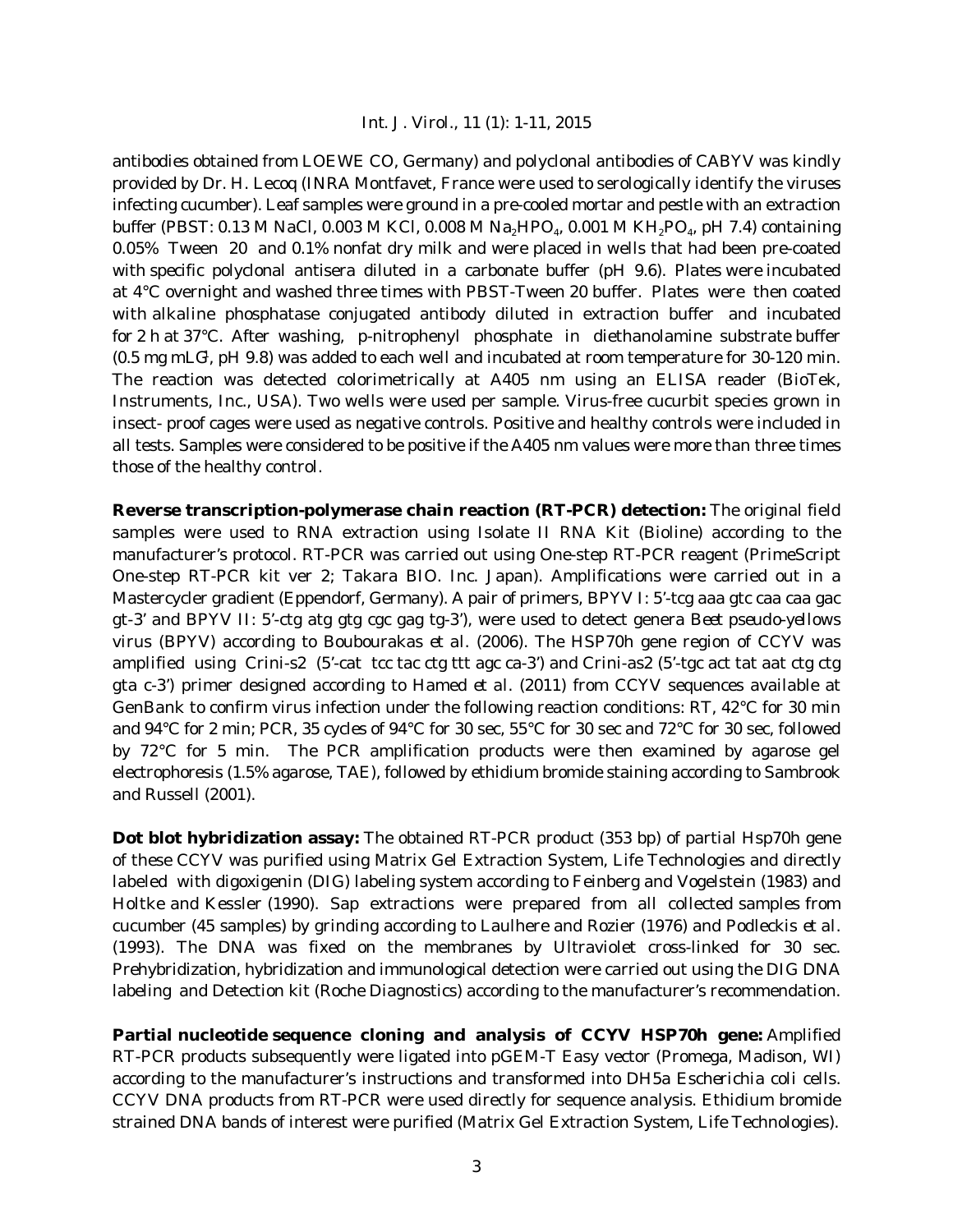antibodies obtained from LOEWE CO, Germany) and polyclonal antibodies of CABYV was kindly provided by Dr. H. Lecoq (INRA Montfavet, France were used to serologically identify the viruses infecting cucumber). Leaf samples were ground in a pre-cooled mortar and pestle with an extraction buffer (PBST: 0.13 M NaCl, 0.003 M KCl, 0.008 M $Na_2HPO_4$, 0.001 M $KH_2PO_4$, pH 7.4) containing 0.05% Tween 20 and 0.1% nonfat dry milk and were placed in wells that had been pre-coated with specific polyclonal antisera diluted in a carbonate buffer (pH 9.6). Plates were incubated at 4°C overnight and washed three times with PBST-Tween 20 buffer. Plates were then coated with alkaline phosphatase conjugated antibody diluted in extraction buffer and incubated for 2 h at 37°C. After washing, p-nitrophenyl phosphate in diethanolamine substrate buffer (0.5 mg $mL^{-1}$, pH 9.8) was added to each well and incubated at room temperature for 30-120 min. The reaction was detected colorimetrically at A405 nm using an ELISA reader (BioTek, Instruments, Inc., USA). Two wells were used per sample. Virus-free cucurbit species grown in insect- proof cages were used as negative controls. Positive and healthy controls were included in all tests. Samples were considered to be positive if the A405 nm values were more than three times those of the healthy control.

**Reverse transcription-polymerase chain reaction (RT-PCR) detection:** The original field samples were used to RNA extraction using Isolate II RNA Kit (Bioline) according to the manufacturer's protocol. RT-PCR was carried out using One-step RT-PCR reagent (PrimeScript One-step RT-PCR kit ver 2; Takara BIO. Inc. Japan). Amplifications were carried out in a Mastercycler gradient (Eppendorf, Germany). A pair of primers, BPYV I: 5'-tcg aaa gtc caa caa gac gt-3' and BPYV II: 5'-ctg atg gtg cgc gag tg-3'), were used to detect genera *Beet pseudo-yellows virus* (BPYV) according to Boubourakas *et al*. (2006). The HSP70h gene region of CCYV was amplified using Crini-s2 (5'-cat tcc tac ctg ttt agc ca-3') and Crini-as2 (5'-tgc act tat aat ctg ctg gta c-3') primer designed according to Hamed *et al*. (2011) from CCYV sequences available at GenBank to confirm virus infection under the following reaction conditions: RT, 42°C for 30 min and 94°C for 2 min; PCR, 35 cycles of 94°C for 30 sec, 55°C for 30 sec and 72°C for 30 sec, followed by 72°C for 5 min. The PCR amplification products were then examined by agarose gel electrophoresis (1.5% agarose, TAE), followed by ethidium bromide staining according to Sambrook and Russell (2001).

**Dot blot hybridization assay:** The obtained RT-PCR product (353 bp) of partial Hsp70h gene of these CCYV was purified using Matrix Gel Extraction System, Life Technologies and directly labeled with digoxigenin (DIG) labeling system according to Feinberg and Vogelstein (1983) and Holtke and Kessler (1990). Sap extractions were prepared from all collected samples from cucumber (45 samples) by grinding according to Laulhere and Rozier (1976) and Podleckis *et al*. (1993). The DNA was fixed on the membranes by Ultraviolet cross-linked for 30 sec. Prehybridization, hybridization and immunological detection were carried out using the DIG DNA labeling and Detection kit (Roche Diagnostics) according to the manufacturer's recommendation.

**Partial nucleotide sequence cloning and analysis of CCYV HSP70h gene:** Amplified RT-PCR products subsequently were ligated into pGEM-T Easy vector (Promega, Madison, WI) according to the manufacturer's instructions and transformed into DH5a *Escherichia coli* cells. CCYV DNA products from RT-PCR were used directly for sequence analysis. Ethidium bromide strained DNA bands of interest were purified (Matrix Gel Extraction System, Life Technologies).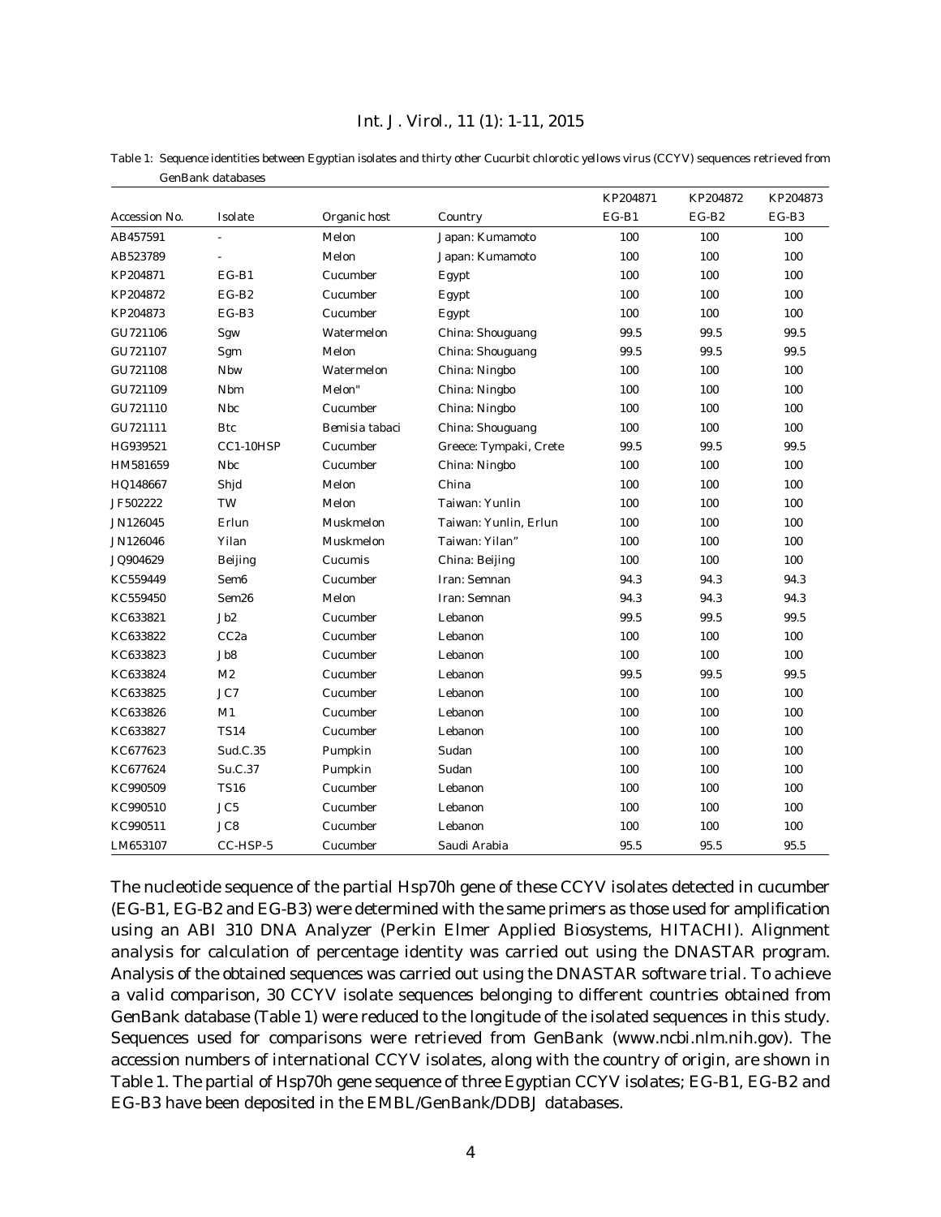Table 1: Sequence identities between Egyptian isolates and thirty other Cucurbit chlorotic yellows virus (CCYV) sequences retrieved from GenBank databases

| Accession No. | Isolate | Organic host | Country | KP204871 EG-B1 | KP204872 EG-B2 | KP204873 EG-B3 |
|---|---|---|---|---|---|---|
| AB457591 | - | Melon | Japan: Kumamoto | 100 | 100 | 100 |
| AB523789 | - | Melon | Japan: Kumamoto | 100 | 100 | 100 |
| KP204871 | EG-B1 | Cucumber | Egypt | 100 | 100 | 100 |
| KP204872 | EG-B2 | Cucumber | Egypt | 100 | 100 | 100 |
| KP204873 | EG-B3 | Cucumber | Egypt | 100 | 100 | 100 |
| GU721106 | Sgw | Watermelon | China: Shouguang | 99.5 | 99.5 | 99.5 |
| GU721107 | Sgm | Melon | China: Shouguang | 99.5 | 99.5 | 99.5 |
| GU721108 | Nbw | Watermelon | China: Ningbo | 100 | 100 | 100 |
| GU721109 | Nbm | Melon" | China: Ningbo | 100 | 100 | 100 |
| GU721110 | Nbc | Cucumber | China: Ningbo | 100 | 100 | 100 |
| GU721111 | Btc | Bemisia tabaci | China: Shouguang | 100 | 100 | 100 |
| HG939521 | CC1-10HSP | Cucumber | Greece: Tympaki, Crete | 99.5 | 99.5 | 99.5 |
| HM581659 | Nbc | Cucumber | China: Ningbo | 100 | 100 | 100 |
| HQ148667 | Shjd | Melon | China | 100 | 100 | 100 |
| JF502222 | TW | Melon | Taiwan: Yunlin | 100 | 100 | 100 |
| JN126045 | Erlun | Muskmelon | Taiwan: Yunlin, Erlun | 100 | 100 | 100 |
| JN126046 | Yilan | Muskmelon | Taiwan: Yilan" | 100 | 100 | 100 |
| JQ904629 | Beijing | Cucumis | China: Beijing | 100 | 100 | 100 |
| KC559449 | Sem6 | Cucumber | Iran: Semnan | 94.3 | 94.3 | 94.3 |
| KC559450 | Sem26 | Melon | Iran: Semnan | 94.3 | 94.3 | 94.3 |
| KC633821 | Jb2 | Cucumber | Lebanon | 99.5 | 99.5 | 99.5 |
| KC633822 | CC2a | Cucumber | Lebanon | 100 | 100 | 100 |
| KC633823 | Jb8 | Cucumber | Lebanon | 100 | 100 | 100 |
| KC633824 | M2 | Cucumber | Lebanon | 99.5 | 99.5 | 99.5 |
| KC633825 | JC7 | Cucumber | Lebanon | 100 | 100 | 100 |
| KC633826 | M1 | Cucumber | Lebanon | 100 | 100 | 100 |
| KC633827 | TS14 | Cucumber | Lebanon | 100 | 100 | 100 |
| KC677623 | Sud.C.35 | Pumpkin | Sudan | 100 | 100 | 100 |
| KC677624 | Su.C.37 | Pumpkin | Sudan | 100 | 100 | 100 |
| KC990509 | TS16 | Cucumber | Lebanon | 100 | 100 | 100 |
| KC990510 | JC5 | Cucumber | Lebanon | 100 | 100 | 100 |
| KC990511 | JC8 | Cucumber | Lebanon | 100 | 100 | 100 |
| LM653107 | CC-HSP-5 | Cucumber | Saudi Arabia | 95.5 | 95.5 | 95.5 |

The nucleotide sequence of the partial Hsp70h gene of these CCYV isolates detected in cucumber (EG-B1, EG-B2 and EG-B3) were determined with the same primers as those used for amplification using an ABI 310 DNA Analyzer (Perkin Elmer Applied Biosystems, HITACHI). Alignment analysis for calculation of percentage identity was carried out using the DNASTAR program. Analysis of the obtained sequences was carried out using the DNASTAR software trial. To achieve a valid comparison, 30 CCYV isolate sequences belonging to different countries obtained from GenBank database (Table 1) were reduced to the longitude of the isolated sequences in this study. Sequences used for comparisons were retrieved from GenBank (www.ncbi.nlm.nih.gov). The accession numbers of international CCYV isolates, along with the country of origin, are shown in Table 1. The partial of Hsp70h gene sequence of three Egyptian CCYV isolates; EG-B1, EG-B2 and EG-B3 have been deposited in the EMBL/GenBank/DDBJ databases.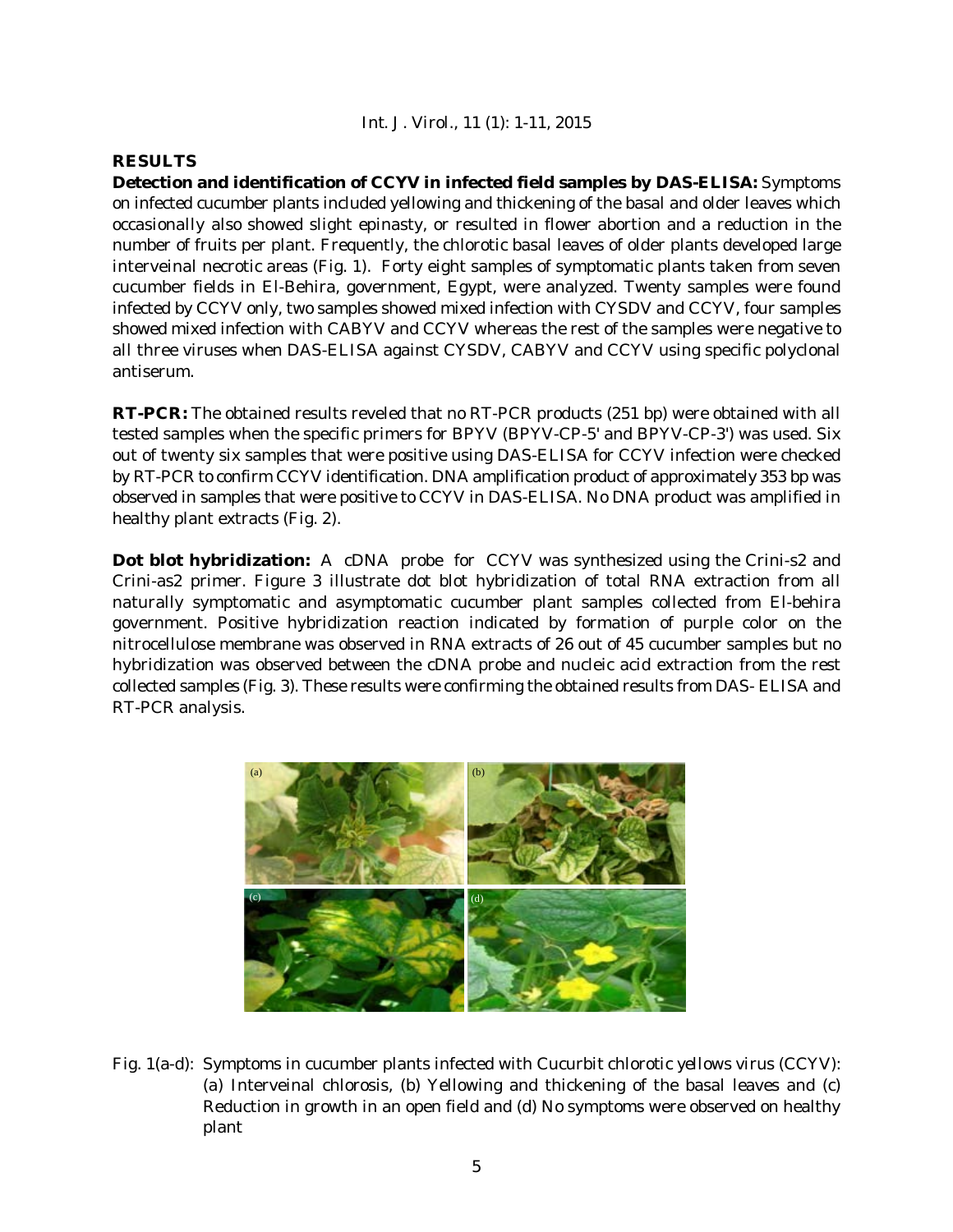## RESULTS

**Detection and identification of CCYV in infected field samples by DAS-ELISA:** Symptoms on infected cucumber plants included yellowing and thickening of the basal and older leaves which occasionally also showed slight epinasty, or resulted in flower abortion and a reduction in the number of fruits per plant. Frequently, the chlorotic basal leaves of older plants developed large interveinal necrotic areas (Fig. 1). Forty eight samples of symptomatic plants taken from seven cucumber fields in El-Behira, government, Egypt, were analyzed. Twenty samples were found infected by CCYV only, two samples showed mixed infection with CYSDV and CCYV, four samples showed mixed infection with CABYV and CCYV whereas the rest of the samples were negative to all three viruses when DAS-ELISA against CYSDV, CABYV and CCYV using specific polyclonal antiserum.

**RT-PCR:** The obtained results reveled that no RT-PCR products (251 bp) were obtained with all tested samples when the specific primers for BPYV (BPYV-CP-5' and BPYV-CP-3') was used. Six out of twenty six samples that were positive using DAS-ELISA for CCYV infection were checked by RT-PCR to confirm CCYV identification. DNA amplification product of approximately 353 bp was observed in samples that were positive to CCYV in DAS-ELISA. No DNA product was amplified in healthy plant extracts (Fig. 2).

**Dot blot hybridization:** A cDNA probe for CCYV was synthesized using the Crini-s2 and Crini-as2 primer. Figure 3 illustrate dot blot hybridization of total RNA extraction from all naturally symptomatic and asymptomatic cucumber plant samples collected from El-behira government. Positive hybridization reaction indicated by formation of purple color on the nitrocellulose membrane was observed in RNA extracts of 26 out of 45 cucumber samples but no hybridization was observed between the cDNA probe and nucleic acid extraction from the rest collected samples (Fig. 3). These results were confirming the obtained results from DAS- ELISA and RT-PCR analysis.

Fig. 1(a-d): Symptoms in cucumber plants infected with Cucurbit chlorotic yellows virus (CCYV): (a) Interveinal chlorosis, (b) Yellowing and thickening of the basal leaves and (c) Reduction in growth in an open field and (d) No symptoms were observed on healthy plant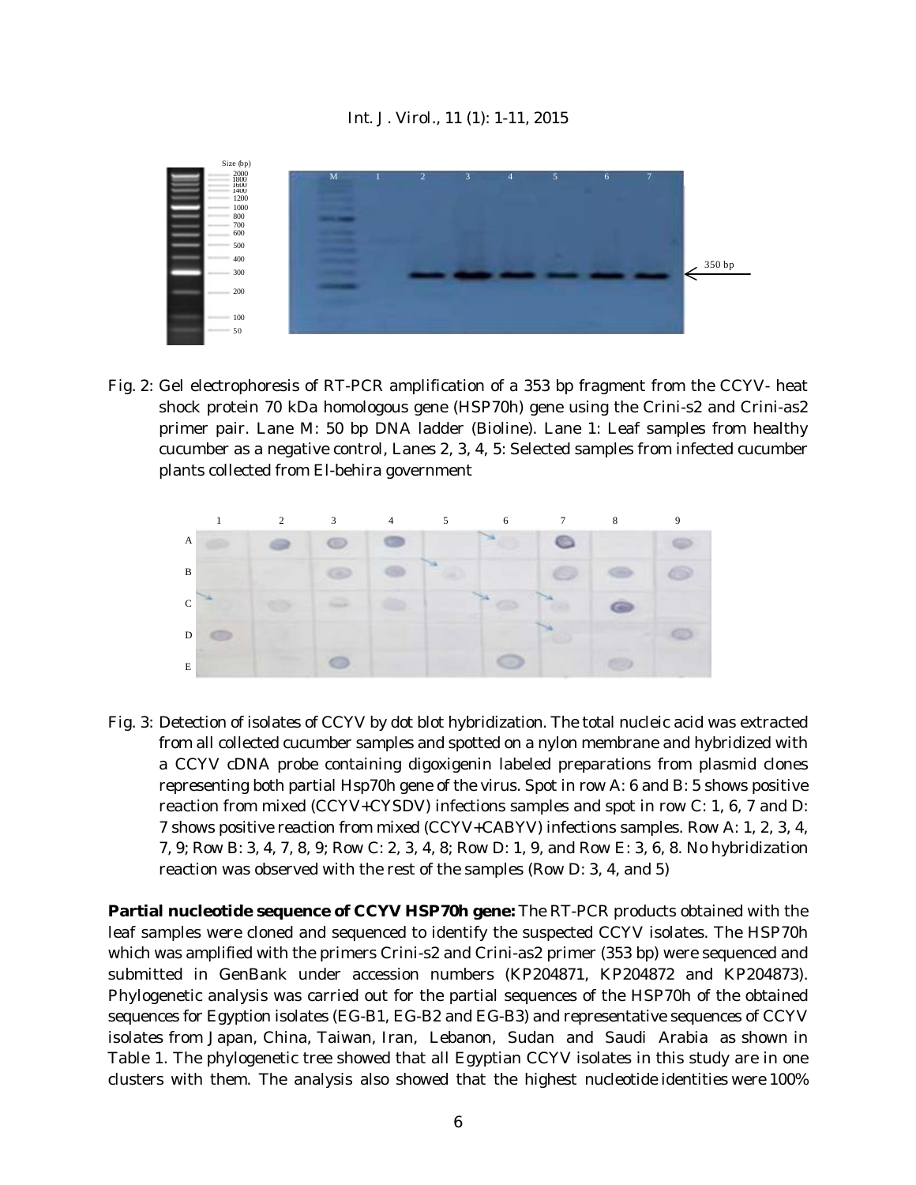Fig. 2: Gel electrophoresis of RT-PCR amplification of a 353 bp fragment from the CCYV- heat shock protein 70 kDa homologous gene (HSP70h) gene using the Crini-s2 and Crini-as2 primer pair. Lane M: 50 bp DNA ladder (Bioline). Lane 1: Leaf samples from healthy cucumber as a negative control, Lanes 2, 3, 4, 5: Selected samples from infected cucumber plants collected from El-behira government

Fig. 3: Detection of isolates of CCYV by dot blot hybridization. The total nucleic acid was extracted from all collected cucumber samples and spotted on a nylon membrane and hybridized with a CCYV cDNA probe containing digoxigenin labeled preparations from plasmid clones representing both partial Hsp70h gene of the virus. Spot in row A: 6 and B: 5 shows positive reaction from mixed (CCYV+CYSDV) infections samples and spot in row C: 1, 6, 7 and D: 7 shows positive reaction from mixed (CCYV+CABYV) infections samples. Row A: 1, 2, 3, 4, 7, 9; Row B: 3, 4, 7, 8, 9; Row C: 2, 3, 4, 8; Row D: 1, 9, and Row E: 3, 6, 8. No hybridization reaction was observed with the rest of the samples (Row D: 3, 4, and 5)

**Partial nucleotide sequence of CCYV HSP70h gene:** The RT-PCR products obtained with the leaf samples were cloned and sequenced to identify the suspected CCYV isolates. The HSP70h which was amplified with the primers Crini-s2 and Crini-as2 primer (353 bp) were sequenced and submitted in GenBank under accession numbers (KP204871, KP204872 and KP204873). Phylogenetic analysis was carried out for the partial sequences of the HSP70h of the obtained sequences for Egyption isolates (EG-B1, EG-B2 and EG-B3) and representative sequences of CCYV isolates from Japan, China, Taiwan, Iran, Lebanon, Sudan and Saudi Arabia as shown in Table 1. The phylogenetic tree showed that all Egyptian CCYV isolates in this study are in one clusters with them. The analysis also showed that the highest nucleotide identities were 100%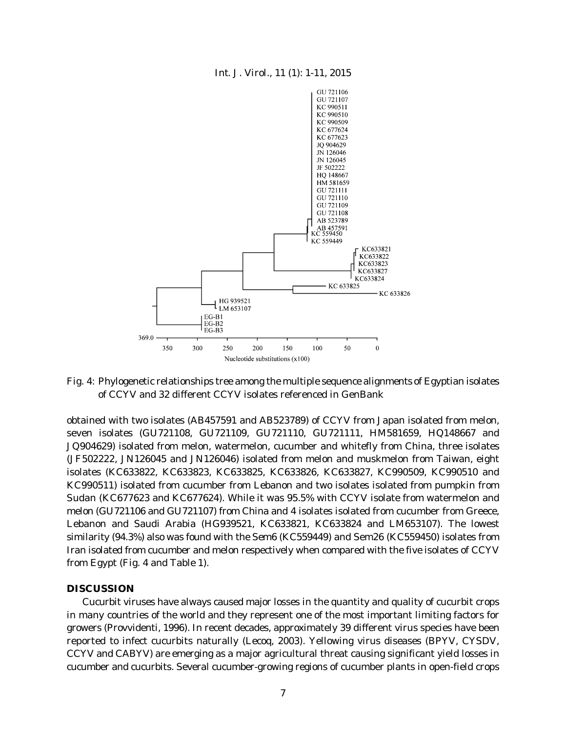Fig. 4: Phylogenetic relationships tree among the multiple sequence alignments of Egyptian isolates of CCYV and 32 different CCYV isolates referenced in GenBank

obtained with two isolates (AB457591 and AB523789) of CCYV from Japan isolated from melon, seven isolates (GU721108, GU721109, GU721110, GU721111, HM581659, HQ148667 and JQ904629) isolated from melon, watermelon, cucumber and whitefly from China, three isolates (JF502222, JN126045 and JN126046) isolated from melon and muskmelon from Taiwan, eight isolates (KC633822, KC633823, KC633825, KC633826, KC633827, KC990509, KC990510 and KC990511) isolated from cucumber from Lebanon and two isolates isolated from pumpkin from Sudan (KC677623 and KC677624). While it was 95.5% with CCYV isolate from watermelon and melon (GU721106 and GU721107) from China and 4 isolates isolated from cucumber from Greece, Lebanon and Saudi Arabia (HG939521, KC633821, KC633824 and LM653107). The lowest similarity (94.3%) also was found with the Sem6 (KC559449) and Sem26 (KC559450) isolates from Iran isolated from cucumber and melon respectively when compared with the five isolates of CCYV from Egypt (Fig. 4 and Table 1).

## DISCUSSION

Cucurbit viruses have always caused major losses in the quantity and quality of cucurbit crops in many countries of the world and they represent one of the most important limiting factors for growers (Provvidenti, 1996). In recent decades, approximately 39 different virus species have been reported to infect cucurbits naturally (Lecoq, 2003). Yellowing virus diseases (BPYV, CYSDV, CCYV and CABYV) are emerging as a major agricultural threat causing significant yield losses in cucumber and cucurbits. Several cucumber-growing regions of cucumber plants in open-field crops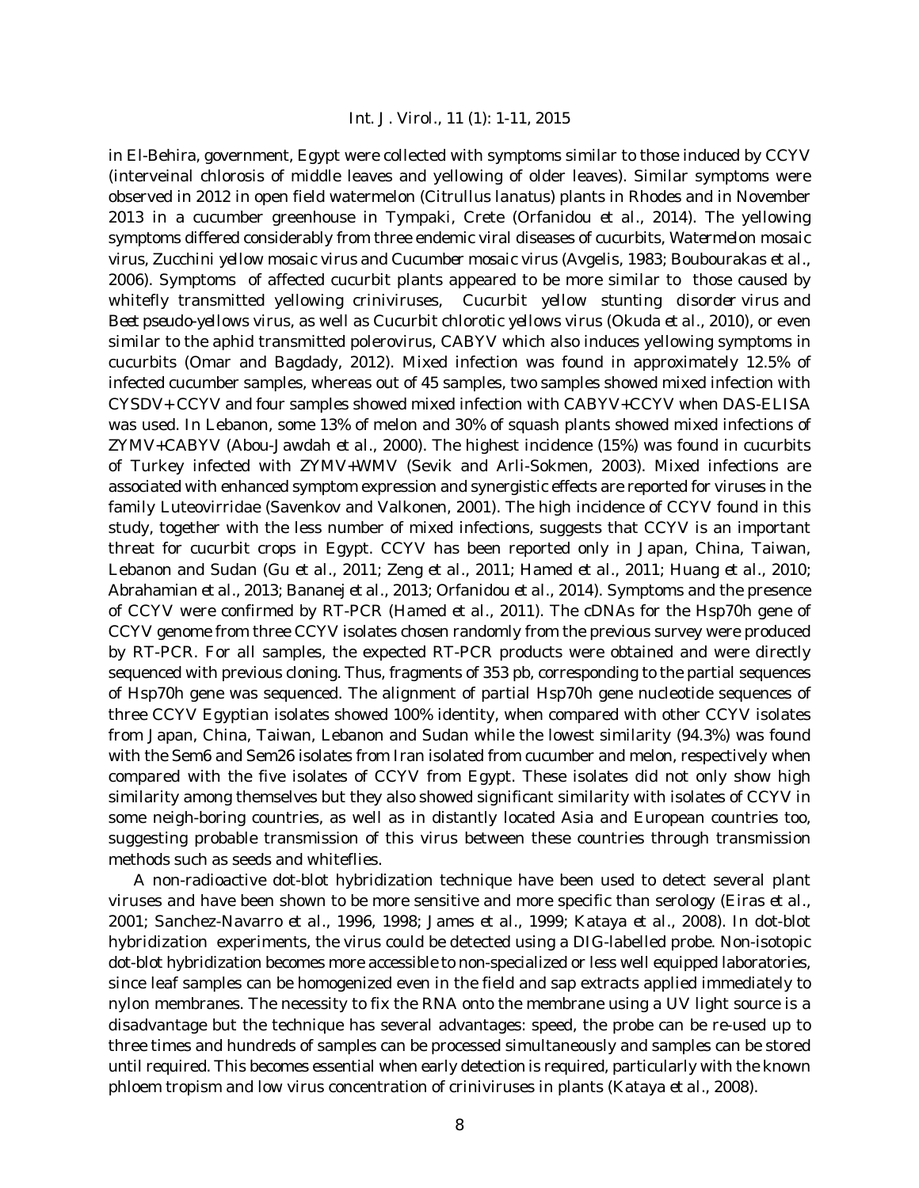in El-Behira, government, Egypt were collected with symptoms similar to those induced by CCYV (interveinal chlorosis of middle leaves and yellowing of older leaves). Similar symptoms were observed in 2012 in open field watermelon (*Citrullus lanatus*) plants in Rhodes and in November 2013 in a cucumber greenhouse in Tympaki, Crete (Orfanidou *et al*., 2014). The yellowing symptoms differed considerably from three endemic viral diseases of cucurbits, *Watermelon mosaic virus*, *Zucchini yellow mosaic virus* and *Cucumber mosaic virus* (Avgelis, 1983; Boubourakas *et al*., 2006). Symptoms of affected cucurbit plants appeared to be more similar to those caused by whitefly transmitted yellowing criniviruses, *Cucurbit yellow stunting disorder virus* and *Beet pseudo-yellows virus*, as well as *Cucurbit chlorotic yellows virus* (Okuda *et al*., 2010), or even similar to the aphid transmitted polerovirus, CABYV which also induces yellowing symptoms in cucurbits (Omar and Bagdady, 2012). Mixed infection was found in approximately 12.5% of infected cucumber samples, whereas out of 45 samples, two samples showed mixed infection with CYSDV+ CCYV and four samples showed mixed infection with CABYV+CCYV when DAS-ELISA was used. In Lebanon, some 13% of melon and 30% of squash plants showed mixed infections of ZYMV+CABYV (Abou-Jawdah *et al*., 2000). The highest incidence (15%) was found in cucurbits of Turkey infected with ZYMV+WMV (Sevik and Arli-Sokmen, 2003). Mixed infections are associated with enhanced symptom expression and synergistic effects are reported for viruses in the family Luteovirridae (Savenkov and Valkonen, 2001). The high incidence of CCYV found in this study, together with the less number of mixed infections, suggests that CCYV is an important threat for cucurbit crops in Egypt. CCYV has been reported only in Japan, China, Taiwan, Lebanon and Sudan (Gu *et al*., 2011; Zeng *et al*., 2011; Hamed *et al*., 2011; Huang *et al*., 2010; Abrahamian *et al*., 2013; Bananej *et al*., 2013; Orfanidou *et al*., 2014). Symptoms and the presence of CCYV were confirmed by RT-PCR (Hamed *et al*., 2011). The cDNAs for the Hsp70h gene of CCYV genome from three CCYV isolates chosen randomly from the previous survey were produced by RT-PCR. For all samples, the expected RT-PCR products were obtained and were directly sequenced with previous cloning. Thus, fragments of 353 pb, corresponding to the partial sequences of Hsp70h gene was sequenced. The alignment of partial Hsp70h gene nucleotide sequences of three CCYV Egyptian isolates showed 100% identity, when compared with other CCYV isolates from Japan, China, Taiwan, Lebanon and Sudan while the lowest similarity (94.3%) was found with the Sem6 and Sem26 isolates from Iran isolated from cucumber and melon, respectively when compared with the five isolates of CCYV from Egypt. These isolates did not only show high similarity among themselves but they also showed significant similarity with isolates of CCYV in some neigh-boring countries, as well as in distantly located Asia and European countries too, suggesting probable transmission of this virus between these countries through transmission methods such as seeds and whiteflies.

A non-radioactive dot-blot hybridization technique have been used to detect several plant viruses and have been shown to be more sensitive and more specific than serology (Eiras *et al*., 2001; Sanchez-Navarro *et al*., 1996, 1998; James *et al*., 1999; Kataya *et al*., 2008). In dot-blot hybridization experiments, the virus could be detected using a DIG-labelled probe. Non-isotopic dot-blot hybridization becomes more accessible to non-specialized or less well equipped laboratories, since leaf samples can be homogenized even in the field and sap extracts applied immediately to nylon membranes. The necessity to fix the RNA onto the membrane using a UV light source is a disadvantage but the technique has several advantages: speed, the probe can be re-used up to three times and hundreds of samples can be processed simultaneously and samples can be stored until required. This becomes essential when early detection is required, particularly with the known phloem tropism and low virus concentration of criniviruses in plants (Kataya *et al*., 2008).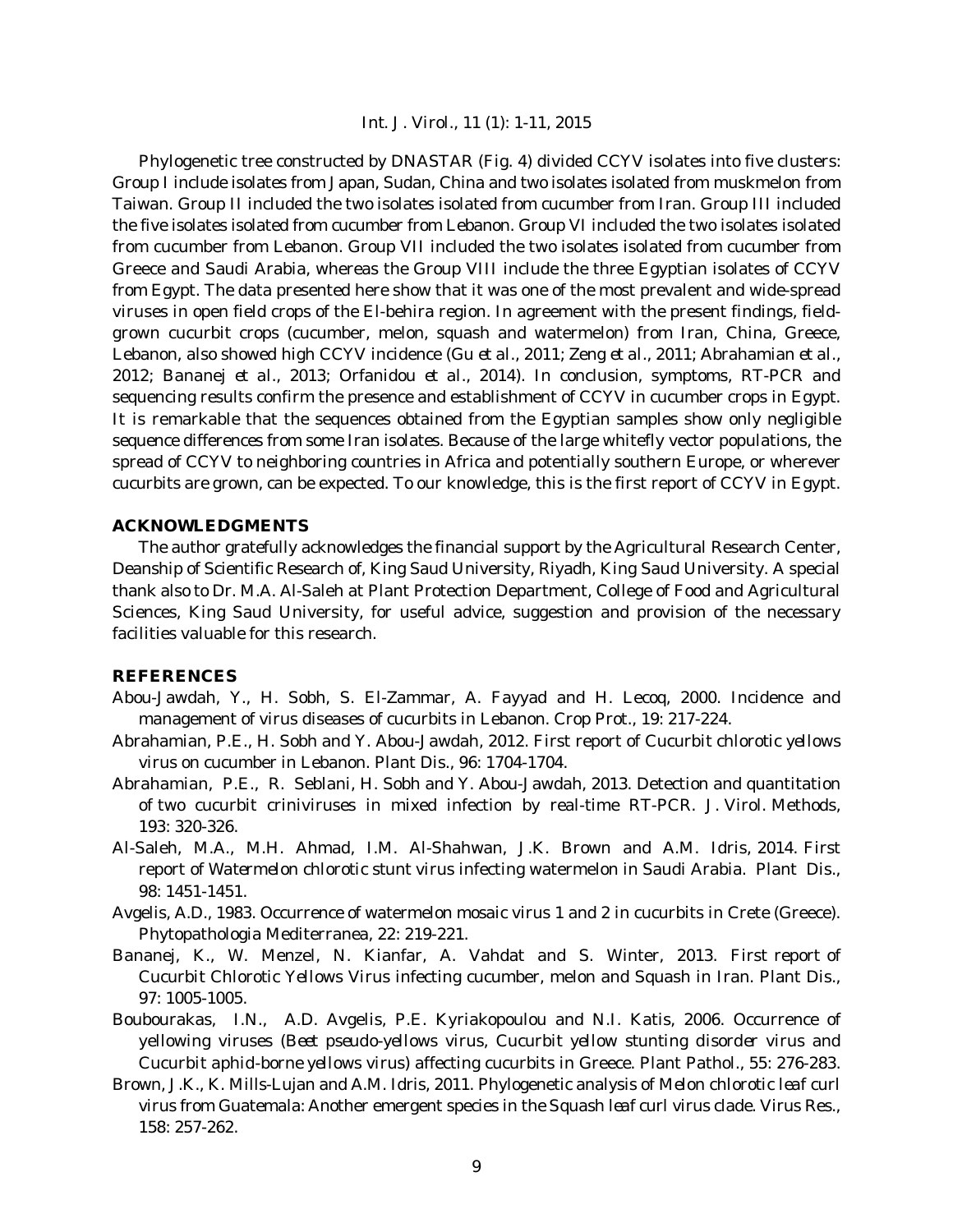Phylogenetic tree constructed by DNASTAR (Fig. 4) divided CCYV isolates into five clusters: Group I include isolates from Japan, Sudan, China and two isolates isolated from muskmelon from Taiwan. Group II included the two isolates isolated from cucumber from Iran. Group III included the five isolates isolated from cucumber from Lebanon. Group VI included the two isolates isolated from cucumber from Lebanon. Group VII included the two isolates isolated from cucumber from Greece and Saudi Arabia, whereas the Group VIII include the three Egyptian isolates of CCYV from Egypt. The data presented here show that it was one of the most prevalent and wide-spread viruses in open field crops of the El-behira region. In agreement with the present findings, field-grown cucurbit crops (cucumber, melon, squash and watermelon) from Iran, China, Greece, Lebanon, also showed high CCYV incidence (Gu *et al*., 2011; Zeng *et al*., 2011; Abrahamian *et al*., 2012; Bananej *et al*., 2013; Orfanidou *et al*., 2014). In conclusion, symptoms, RT-PCR and sequencing results confirm the presence and establishment of CCYV in cucumber crops in Egypt. It is remarkable that the sequences obtained from the Egyptian samples show only negligible sequence differences from some Iran isolates. Because of the large whitefly vector populations, the spread of CCYV to neighboring countries in Africa and potentially southern Europe, or wherever cucurbits are grown, can be expected. To our knowledge, this is the first report of CCYV in Egypt.

## ACKNOWLEDGMENTS

The author gratefully acknowledges the financial support by the Agricultural Research Center, Deanship of Scientific Research of, King Saud University, Riyadh, King Saud University. A special thank also to Dr. M.A. Al-Saleh at Plant Protection Department, College of Food and Agricultural Sciences, King Saud University, for useful advice, suggestion and provision of the necessary facilities valuable for this research.

## REFERENCES

Abou-Jawdah, Y., H. Sobh, S. El-Zammar, A. Fayyad and H. Lecoq, 2000. Incidence and management of virus diseases of cucurbits in Lebanon. Crop Prot., 19: 217-224.

Abrahamian, P.E., H. Sobh and Y. Abou-Jawdah, 2012. First report of *Cucurbit chlorotic yellows virus* on cucumber in Lebanon. Plant Dis., 96: 1704-1704.

Abrahamian, P.E., R. Seblani, H. Sobh and Y. Abou-Jawdah, 2013. Detection and quantitation of two cucurbit criniviruses in mixed infection by real-time RT-PCR. J. Virol. Methods, 193: 320-326.

Al-Saleh, M.A., M.H. Ahmad, I.M. Al-Shahwan, J.K. Brown and A.M. Idris, 2014. First report of *Watermelon chlorotic stunt virus* infecting watermelon in Saudi Arabia. Plant Dis., 98: 1451-1451.

Avgelis, A.D., 1983. Occurrence of watermelon mosaic virus 1 and 2 in cucurbits in Crete (Greece). Phytopathologia Mediterranea, 22: 219-221.

Bananej, K., W. Menzel, N. Kianfar, A. Vahdat and S. Winter, 2013. First report of Cucurbit Chlorotic Yellows Virus infecting cucumber, melon and Squash in Iran. Plant Dis., 97: 1005-1005.

Boubourakas, I.N., A.D. Avgelis, P.E. Kyriakopoulou and N.I. Katis, 2006. Occurrence of yellowing viruses (*Beet pseudo-yellows virus*, *Cucurbit yellow stunting disorder virus* and *Cucurbit aphid-borne yellows virus*) affecting cucurbits in Greece. Plant Pathol., 55: 276-283.

Brown, J.K., K. Mills-Lujan and A.M. Idris, 2011. Phylogenetic analysis of *Melon chlorotic leaf curl virus* from Guatemala: Another emergent species in the *Squash leaf curl virus* clade. Virus Res., 158: 257-262.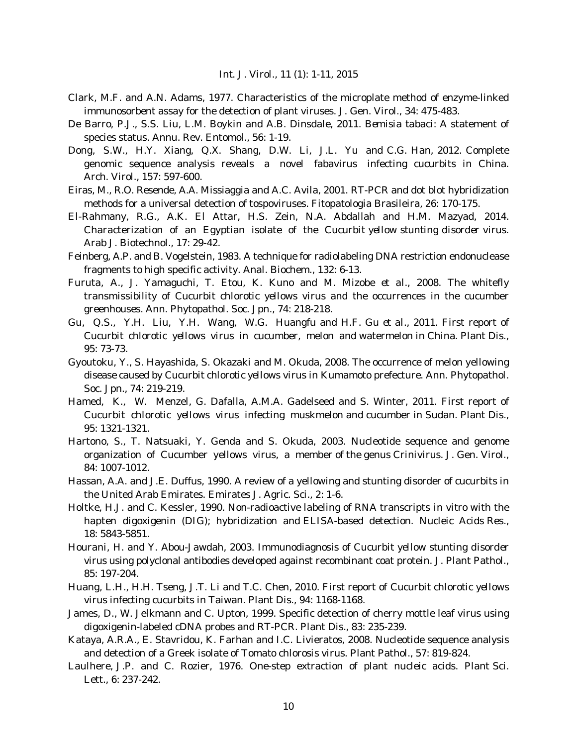Clark, M.F. and A.N. Adams, 1977. Characteristics of the microplate method of enzyme-linked immunosorbent assay for the detection of plant viruses. J. Gen. Virol., 34: 475-483.

De Barro, P.J., S.S. Liu, L.M. Boykin and A.B. Dinsdale, 2011. *Bemisia tabaci*: A statement of species status. Annu. Rev. Entomol., 56: 1-19.

Dong, S.W., H.Y. Xiang, Q.X. Shang, D.W. Li, J.L. Yu and C.G. Han, 2012. Complete genomic sequence analysis reveals a novel fabavirus infecting cucurbits in China. Arch. Virol., 157: 597-600.

Eiras, M., R.O. Resende, A.A. Missiaggia and A.C. Avila, 2001. RT-PCR and dot blot hybridization methods for a universal detection of tospoviruses. Fitopatologia Brasileira, 26: 170-175.

El-Rahmany, R.G., A.K. El Attar, H.S. Zein, N.A. Abdallah and H.M. Mazyad, 2014. Characterization of an Egyptian isolate of the *Cucurbit yellow stunting disorder virus*. Arab J. Biotechnol., 17: 29-42.

Feinberg, A.P. and B. Vogelstein, 1983. A technique for radiolabeling DNA restriction endonuclease fragments to high specific activity. Anal. Biochem., 132: 6-13.

Furuta, A., J. Yamaguchi, T. Etou, K. Kuno and M. Mizobe *et al*., 2008. The whitefly transmissibility of Cucurbit chlorotic yellows virus and the occurrences in the cucumber greenhouses. Ann. Phytopathol. Soc. Jpn., 74: 218-218.

Gu, Q.S., Y.H. Liu, Y.H. Wang, W.G. Huangfu and H.F. Gu *et al*., 2011. First report of *Cucurbit chlorotic yellows virus* in cucumber, melon and watermelon in China. Plant Dis., 95: 73-73.

Gyoutoku, Y., S. Hayashida, S. Okazaki and M. Okuda, 2008. The occurrence of melon yellowing disease caused by *Cucurbit chlorotic yellows virus* in Kumamoto prefecture. Ann. Phytopathol. Soc. Jpn., 74: 219-219.

Hamed, K., W. Menzel, G. Dafalla, A.M.A. Gadelseed and S. Winter, 2011. First report of *Cucurbit chlorotic yellows virus* infecting muskmelon and cucumber in Sudan. Plant Dis., 95: 1321-1321.

Hartono, S., T. Natsuaki, Y. Genda and S. Okuda, 2003. Nucleotide sequence and genome organization of *Cucumber yellows virus*, a member of the genus *Crinivirus*. J. Gen. Virol., 84: 1007-1012.

Hassan, A.A. and J.E. Duffus, 1990. A review of a yellowing and stunting disorder of cucurbits in the United Arab Emirates. Emirates J. Agric. Sci., 2: 1-6.

Holtke, H.J. and C. Kessler, 1990. Non-radioactive labeling of RNA transcripts in vitro with the hapten digoxigenin (DIG); hybridization and ELISA-based detection. Nucleic Acids Res., 18: 5843-5851.

Hourani, H. and Y. Abou-Jawdah, 2003. Immunodiagnosis of *Cucurbit yellow stunting disorder virus* using polyclonal antibodies developed against recombinant coat protein. J. Plant Pathol., 85: 197-204.

Huang, L.H., H.H. Tseng, J.T. Li and T.C. Chen, 2010. First report of *Cucurbit chlorotic yellows virus* infecting cucurbits in Taiwan. Plant Dis., 94: 1168-1168.

James, D., W. Jelkmann and C. Upton, 1999. Specific detection of cherry mottle leaf virus using digoxigenin-labeled cDNA probes and RT-PCR. Plant Dis., 83: 235-239.

Kataya, A.R.A., E. Stavridou, K. Farhan and I.C. Livieratos, 2008. Nucleotide sequence analysis and detection of a Greek isolate of *Tomato chlorosis virus*. Plant Pathol., 57: 819-824.

Laulhere, J.P. and C. Rozier, 1976. One-step extraction of plant nucleic acids. Plant Sci. Lett., 6: 237-242.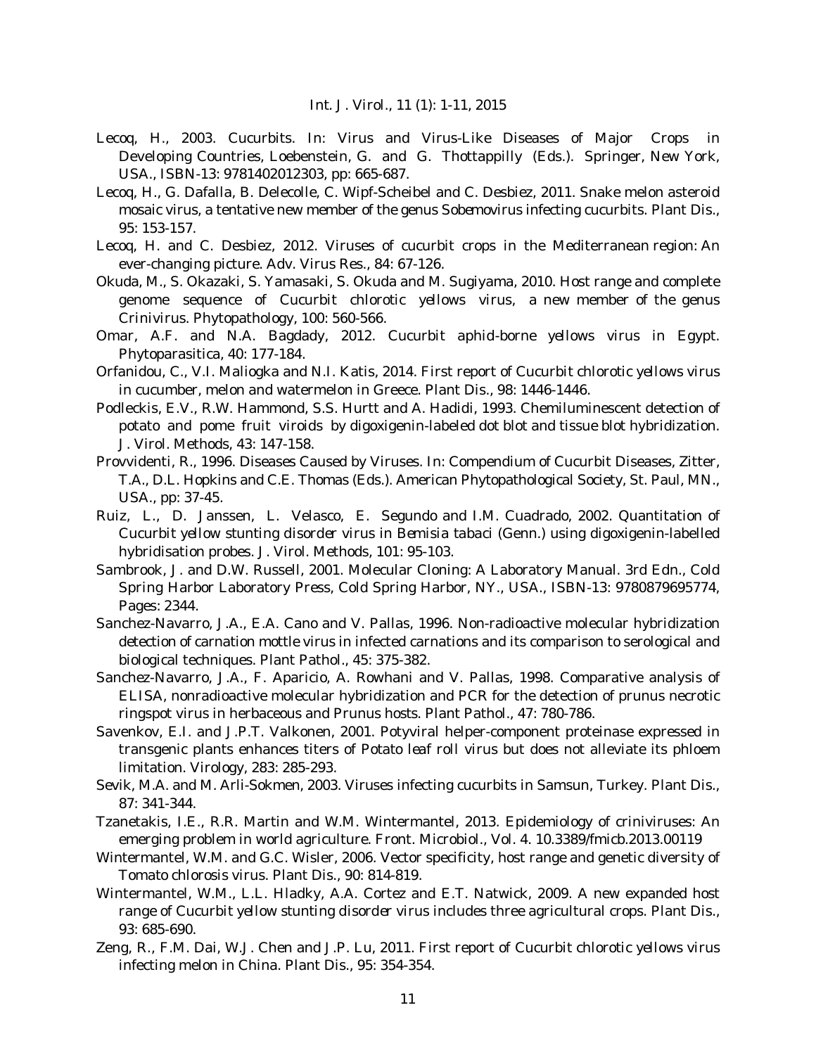Lecoq, H., 2003. Cucurbits. In: Virus and Virus-Like Diseases of Major Crops in Developing Countries, Loebenstein, G. and G. Thottappilly (Eds.). Springer, New York, USA., ISBN-13: 9781402012303, pp: 665-687.

Lecoq, H., G. Dafalla, B. Delecolle, C. Wipf-Scheibel and C. Desbiez, 2011. Snake melon asteroid mosaic virus, a tentative new member of the genus *Sobemovirus* infecting cucurbits. Plant Dis., 95: 153-157.

Lecoq, H. and C. Desbiez, 2012. Viruses of cucurbit crops in the Mediterranean region: An ever-changing picture. Adv. Virus Res., 84: 67-126.

Okuda, M., S. Okazaki, S. Yamasaki, S. Okuda and M. Sugiyama, 2010. Host range and complete genome sequence of Cucurbit chlorotic yellows virus, a new member of the genus Crinivirus. Phytopathology, 100: 560-566.

Omar, A.F. and N.A. Bagdady, 2012. Cucurbit aphid-borne yellows virus in Egypt. Phytoparasitica, 40: 177-184.

Orfanidou, C., V.I. Maliogka and N.I. Katis, 2014. First report of Cucurbit chlorotic yellows virus in cucumber, melon and watermelon in Greece. Plant Dis., 98: 1446-1446.

Podleckis, E.V., R.W. Hammond, S.S. Hurtt and A. Hadidi, 1993. Chemiluminescent detection of potato and pome fruit viroids by digoxigenin-labeled dot blot and tissue blot hybridization. J. Virol. Methods, 43: 147-158.

Provvidenti, R., 1996. Diseases Caused by Viruses. In: Compendium of Cucurbit Diseases, Zitter, T.A., D.L. Hopkins and C.E. Thomas (Eds.). American Phytopathological Society, St. Paul, MN., USA., pp: 37-45.

Ruiz, L., D. Janssen, L. Velasco, E. Segundo and I.M. Cuadrado, 2002. Quantitation of *Cucurbit yellow stunting disorder virus* in *Bemisia tabaci* (Genn.) using digoxigenin-labelled hybridisation probes. J. Virol. Methods, 101: 95-103.

Sambrook, J. and D.W. Russell, 2001. Molecular Cloning: A Laboratory Manual. 3rd Edn., Cold Spring Harbor Laboratory Press, Cold Spring Harbor, NY., USA., ISBN-13: 9780879695774, Pages: 2344.

Sanchez-Navarro, J.A., E.A. Cano and V. Pallas, 1996. Non-radioactive molecular hybridization detection of carnation mottle virus in infected carnations and its comparison to serological and biological techniques. Plant Pathol., 45: 375-382.

Sanchez-Navarro, J.A., F. Aparicio, A. Rowhani and V. Pallas, 1998. Comparative analysis of ELISA, nonradioactive molecular hybridization and PCR for the detection of prunus necrotic ringspot virus in herbaceous and Prunus hosts. Plant Pathol., 47: 780-786.

Savenkov, E.I. and J.P.T. Valkonen, 2001. Potyviral helper-component proteinase expressed in transgenic plants enhances titers of Potato leaf roll virus but does not alleviate its phloem limitation. Virology, 283: 285-293.

Sevik, M.A. and M. Arli-Sokmen, 2003. Viruses infecting cucurbits in Samsun, Turkey. Plant Dis., 87: 341-344.

Tzanetakis, I.E., R.R. Martin and W.M. Wintermantel, 2013. Epidemiology of criniviruses: An emerging problem in world agriculture. Front. Microbiol., Vol. 4. 10.3389/fmicb.2013.00119

Wintermantel, W.M. and G.C. Wisler, 2006. Vector specificity, host range and genetic diversity of Tomato chlorosis virus. Plant Dis., 90: 814-819.

Wintermantel, W.M., L.L. Hladky, A.A. Cortez and E.T. Natwick, 2009. A new expanded host range of *Cucurbit yellow stunting disorder virus* includes three agricultural crops. Plant Dis., 93: 685-690.

Zeng, R., F.M. Dai, W.J. Chen and J.P. Lu, 2011. First report of Cucurbit chlorotic yellows virus infecting melon in China. Plant Dis., 95: 354-354.